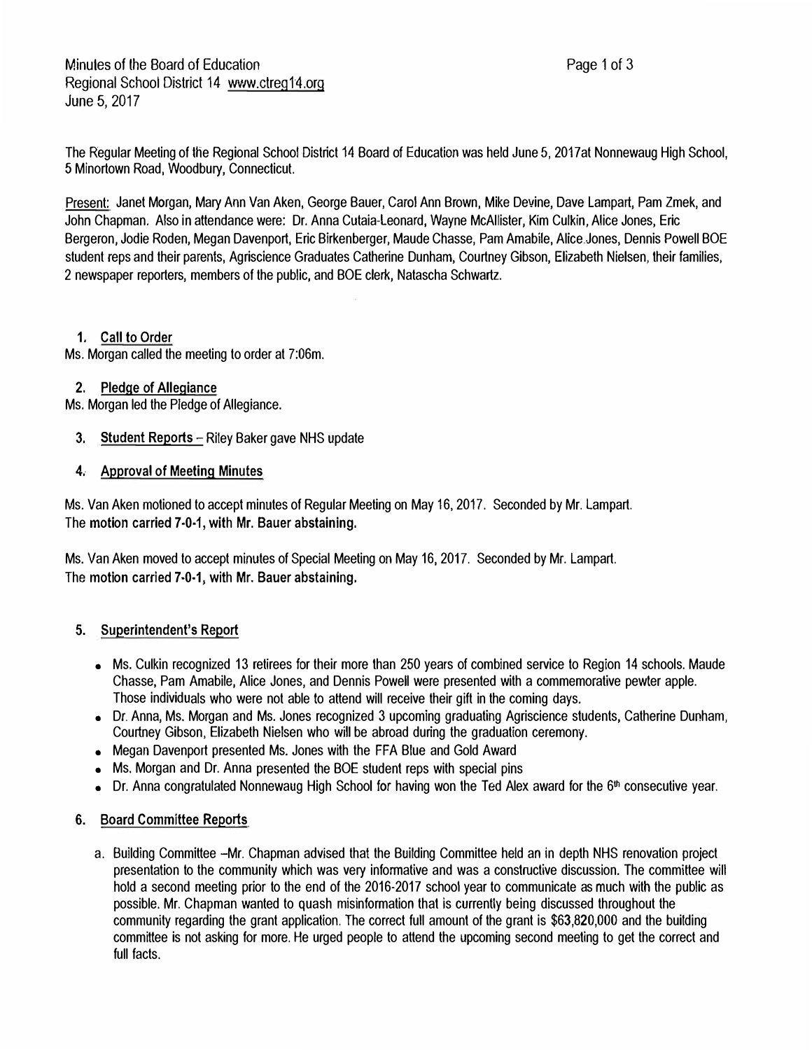Minutes of the Board of Education
Regional School District 14 www.ctreg14.org
June 5, 2017

The Regular Meeting of the Regional School District 14 Board of Education was held June 5, 2017at Nonnewaug High School, 5 Minortown Road, Woodbury, Connecticut.

Present: Janet Morgan, Mary Ann Van Aken, George Bauer, Carol Ann Brown, Mike Devine, Dave Lampart, Pam Zmek, and John Chapman. Also in attendance were: Dr. Anna Cutaia-Leonard, Wayne McAllister, Kim Culkin, Alice Jones, Eric Bergeron, Jodie Roden, Megan Davenport, Eric Birkenberger, Maude Chasse, Pam Amabile, Alice Jones, Dennis Powell BOE student reps and their parents, Agriscience Graduates Catherine Dunham, Courtney Gibson, Elizabeth Nielsen, their families, 2 newspaper reporters, members of the public, and BOE clerk, Natascha Schwartz.

1. **Call to Order**

Ms. Morgan called the meeting to order at 7:06m.

2. **Pledge of Allegiance**

Ms. Morgan led the Pledge of Allegiance.

3. **Student Reports** – Riley Baker gave NHS update

4. **Approval of Meeting Minutes**

Ms. Van Aken motioned to accept minutes of Regular Meeting on May 16, 2017. Seconded by Mr. Lampart.
The **motion carried 7-0-1, with Mr. Bauer abstaining.**

Ms. Van Aken moved to accept minutes of Special Meeting on May 16, 2017. Seconded by Mr. Lampart.
The **motion carried 7-0-1, with Mr. Bauer abstaining.**

5. **Superintendent's Report**

- Ms. Culkin recognized 13 retirees for their more than 250 years of combined service to Region 14 schools. Maude Chasse, Pam Amabile, Alice Jones, and Dennis Powell were presented with a commemorative pewter apple. Those individuals who were not able to attend will receive their gift in the coming days.
- Dr. Anna, Ms. Morgan and Ms. Jones recognized 3 upcoming graduating Agriscience students, Catherine Dunham, Courtney Gibson, Elizabeth Nielsen who will be abroad during the graduation ceremony.
- Megan Davenport presented Ms. Jones with the FFA Blue and Gold Award
- Ms. Morgan and Dr. Anna presented the BOE student reps with special pins
- Dr. Anna congratulated Nonnewaug High School for having won the Ted Alex award for the 6th consecutive year.

6. **Board Committee Reports**

a. Building Committee –Mr. Chapman advised that the Building Committee held an in depth NHS renovation project presentation to the community which was very informative and was a constructive discussion. The committee will hold a second meeting prior to the end of the 2016-2017 school year to communicate as much with the public as possible. Mr. Chapman wanted to quash misinformation that is currently being discussed throughout the community regarding the grant application. The correct full amount of the grant is $63,820,000 and the building committee is not asking for more. He urged people to attend the upcoming second meeting to get the correct and full facts.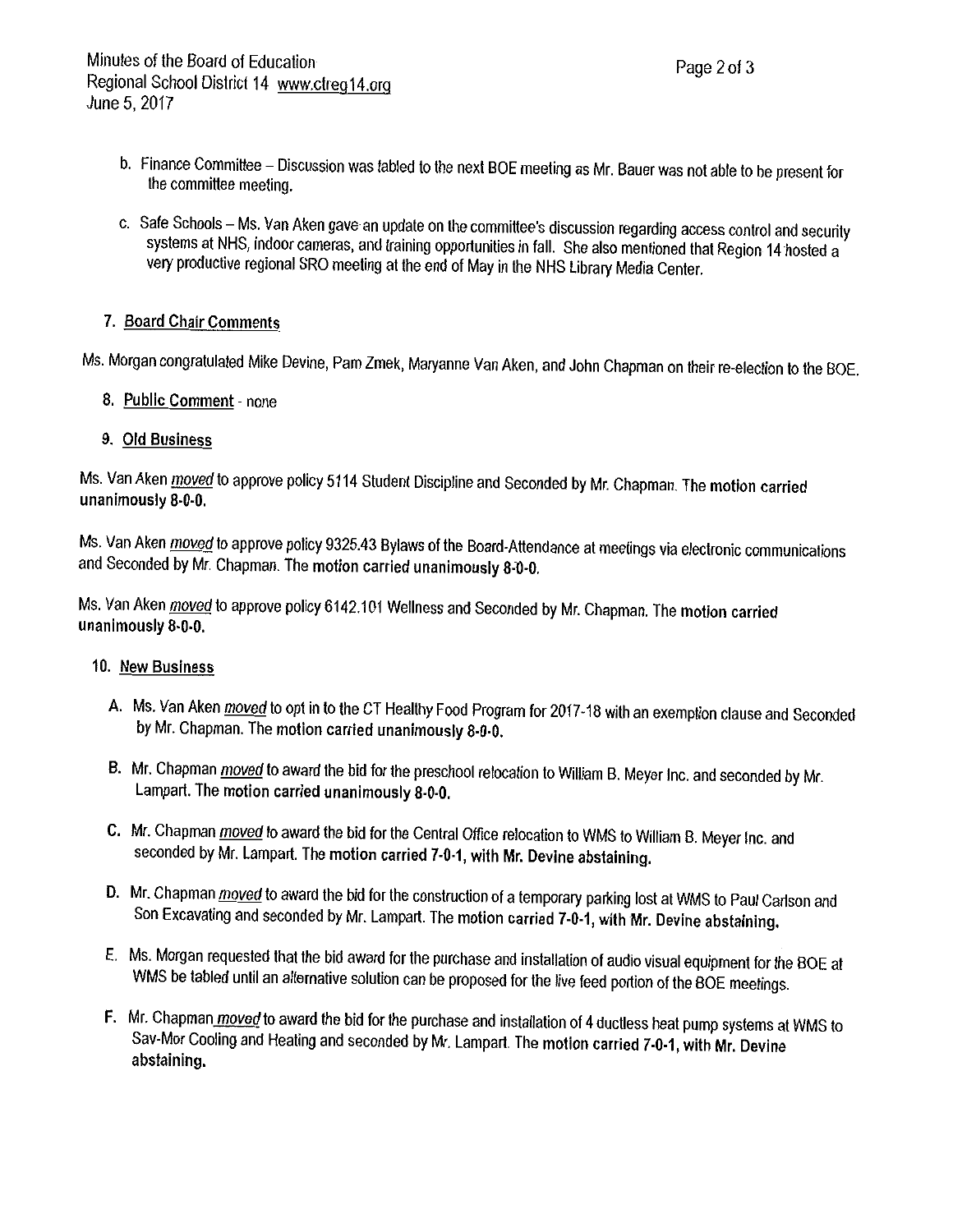b. Finance Committee – Discussion was tabled to the next BOE meeting as Mr. Bauer was not able to be present for the committee meeting.

c. Safe Schools – Ms. Van Aken gave an update on the committee's discussion regarding access control and security systems at NHS, indoor cameras, and training opportunities in fall. She also mentioned that Region 14 hosted a very productive regional SRO meeting at the end of May in the NHS Library Media Center.

7. **Board Chair Comments**

Ms. Morgan congratulated Mike Devine, Pam Zmek, Maryanne Van Aken, and John Chapman on their re-election to the BOE.

8. **Public Comment** - none

9. **Old Business**

Ms. Van Aken *moved* to approve policy 5114 Student Discipline and Seconded by Mr. Chapman. **The motion carried unanimously 8-0-0.**

Ms. Van Aken *moved* to approve policy 9325.43 Bylaws of the Board-Attendance at meetings via electronic communications and Seconded by Mr. Chapman. **The motion carried unanimously 8-0-0.**

Ms. Van Aken *moved* to approve policy 6142.101 Wellness and Seconded by Mr. Chapman. **The motion carried unanimously 8-0-0.**

10. **New Business**

A. Ms. Van Aken *moved* to opt in to the CT Healthy Food Program for 2017-18 with an exemption clause and Seconded by Mr. Chapman. **The motion carried unanimously 8-0-0.**

B. Mr. Chapman *moved* to award the bid for the preschool relocation to William B. Meyer Inc. and seconded by Mr. Lampart. **The motion carried unanimously 8-0-0.**

C. Mr. Chapman *moved* to award the bid for the Central Office relocation to WMS to William B. Meyer Inc. and seconded by Mr. Lampart. **The motion carried 7-0-1, with Mr. Devine abstaining.**

D. Mr. Chapman *moved* to award the bid for the construction of a temporary parking lost at WMS to Paul Carlson and Son Excavating and seconded by Mr. Lampart. **The motion carried 7-0-1, with Mr. Devine abstaining.**

E. Ms. Morgan requested that the bid award for the purchase and installation of audio visual equipment for the BOE at WMS be tabled until an alternative solution can be proposed for the live feed portion of the BOE meetings.

F. Mr. Chapman *moved* to award the bid for the purchase and installation of 4 ductless heat pump systems at WMS to Sav-Mor Cooling and Heating and seconded by Mr. Lampart. **The motion carried 7-0-1, with Mr. Devine abstaining.**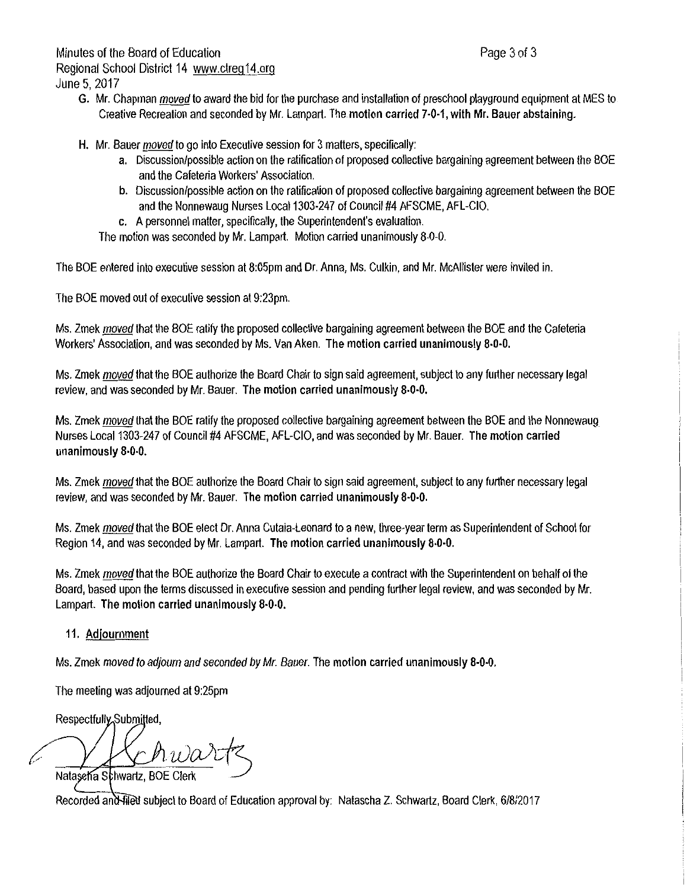G. Mr. Chapman *moved* to award the bid for the purchase and installation of preschool playground equipment at MES to Creative Recreation and seconded by Mr. Lampart. **The motion carried 7-0-1, with Mr. Bauer abstaining.**

H. Mr. Bauer *moved* to go into Executive session for 3 matters, specifically:
   a. Discussion/possible action on the ratification of proposed collective bargaining agreement between the BOE and the Cafeteria Workers' Association.
   b. Discussion/possible action on the ratification of proposed collective bargaining agreement between the BOE and the Nonnewaug Nurses Local 1303-247 of Council #4 AFSCME, AFL-CIO.
   c. A personnel matter, specifically, the Superintendent's evaluation.

   The motion was seconded by Mr. Lampart. Motion carried unanimously 8-0-0.

The BOE entered into executive session at 8:05pm and Dr. Anna, Ms. Culkin, and Mr. McAllister were invited in.

The BOE moved out of executive session at 9:23pm.

Ms. Zmek *moved* that the BOE ratify the proposed collective bargaining agreement between the BOE and the Cafeteria Workers' Association, and was seconded by Ms. Van Aken. **The motion carried unanimously 8-0-0.**

Ms. Zmek *moved* that the BOE authorize the Board Chair to sign said agreement, subject to any further necessary legal review, and was seconded by Mr. Bauer. **The motion carried unanimously 8-0-0.**

Ms. Zmek *moved* that the BOE ratify the proposed collective bargaining agreement between the BOE and the Nonnewaug Nurses Local 1303-247 of Council #4 AFSCME, AFL-CIO, and was seconded by Mr. Bauer. **The motion carried unanimously 8-0-0.**

Ms. Zmek *moved* that the BOE authorize the Board Chair to sign said agreement, subject to any further necessary legal review, and was seconded by Mr. Bauer. **The motion carried unanimously 8-0-0.**

Ms. Zmek *moved* that the BOE elect Dr. Anna Cutaia-Leonard to a new, three-year term as Superintendent of School for Region 14, and was seconded by Mr. Lampart. **The motion carried unanimously 8-0-0.**

Ms. Zmek *moved* that the BOE authorize the Board Chair to execute a contract with the Superintendent on behalf of the Board, based upon the terms discussed in executive session and pending further legal review, and was seconded by Mr. Lampart. **The motion carried unanimously 8-0-0.**

11. **Adjournment**

Ms. Zmek *moved to adjourn and seconded by Mr. Bauer.* **The motion carried unanimously 8-0-0.**

The meeting was adjourned at 9:25pm

Respectfully Submitted,

Natascha Schwartz, BOE Clerk

Recorded and filed subject to Board of Education approval by: Natascha Z. Schwartz, Board Clerk, 6/8/2017